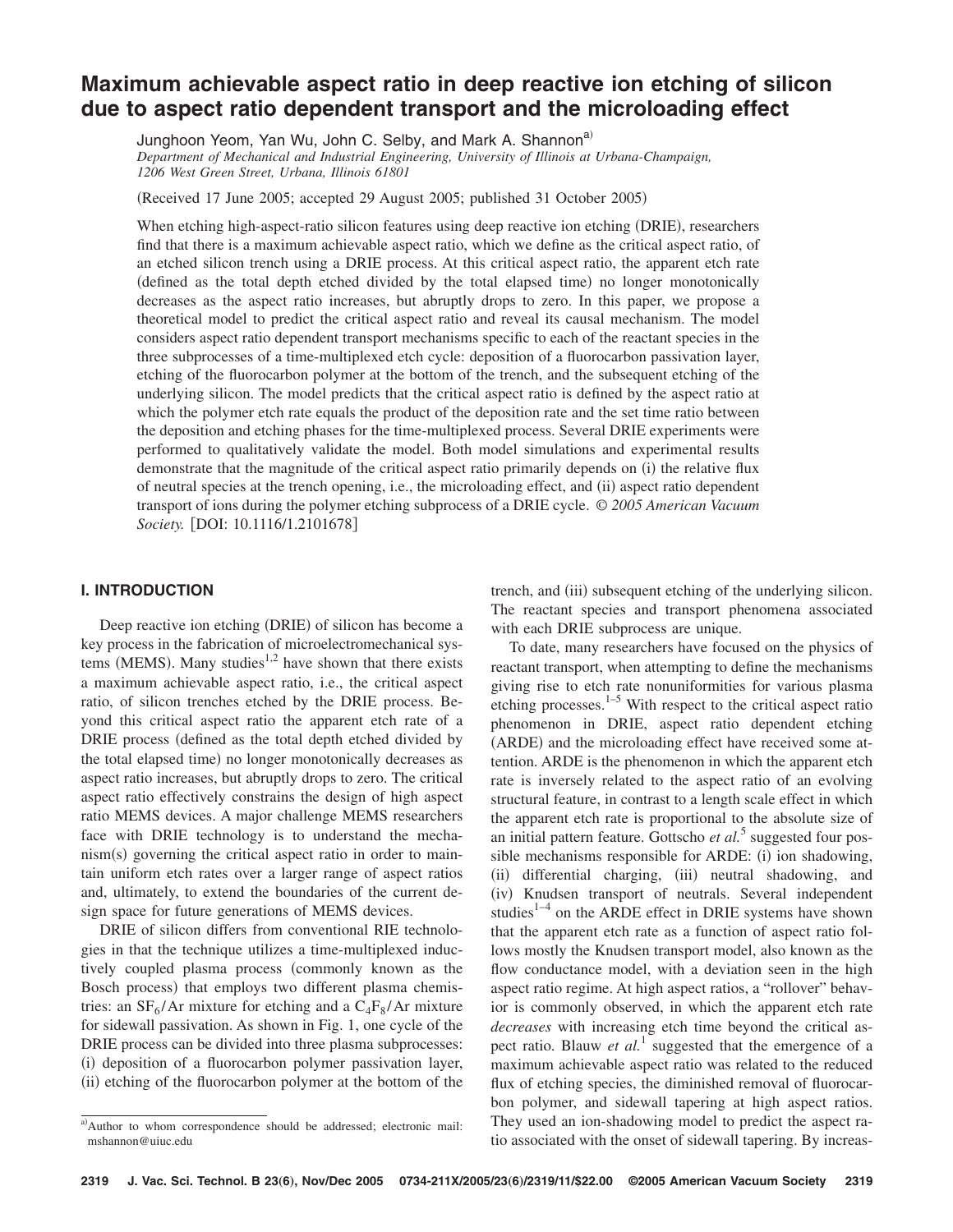# Maximum achievable aspect ratio in deep reactive ion etching of silicon due to aspect ratio dependent transport and the microloading effect

Junghoon Yeom, Yan Wu, John C. Selby, and Mark A. Shannon[a]

*Department of Mechanical and Industrial Engineering, University of Illinois at Urbana-Champaign, 1206 West Green Street, Urbana, Illinois 61801*

(Received 17 June 2005; accepted 29 August 2005; published 31 October 2005)

When etching high-aspect-ratio silicon features using deep reactive ion etching (DRIE), researchers find that there is a maximum achievable aspect ratio, which we define as the critical aspect ratio, of an etched silicon trench using a DRIE process. At this critical aspect ratio, the apparent etch rate (defined as the total depth etched divided by the total elapsed time) no longer monotonically decreases as the aspect ratio increases, but abruptly drops to zero. In this paper, we propose a theoretical model to predict the critical aspect ratio and reveal its causal mechanism. The model considers aspect ratio dependent transport mechanisms specific to each of the reactant species in the three subprocesses of a time-multiplexed etch cycle: deposition of a fluorocarbon passivation layer, etching of the fluorocarbon polymer at the bottom of the trench, and the subsequent etching of the underlying silicon. The model predicts that the critical aspect ratio is defined by the aspect ratio at which the polymer etch rate equals the product of the deposition rate and the set time ratio between the deposition and etching phases for the time-multiplexed process. Several DRIE experiments were performed to qualitatively validate the model. Both model simulations and experimental results demonstrate that the magnitude of the critical aspect ratio primarily depends on (i) the relative flux of neutral species at the trench opening, i.e., the microloading effect, and (ii) aspect ratio dependent transport of ions during the polymer etching subprocess of a DRIE cycle. *© 2005 American Vacuum Society.* [DOI: 10.1116/1.2101678]

## I. INTRODUCTION

Deep reactive ion etching (DRIE) of silicon has become a key process in the fabrication of microelectromechanical systems (MEMS). Many studies[1,2] have shown that there exists a maximum achievable aspect ratio, i.e., the critical aspect ratio, of silicon trenches etched by the DRIE process. Beyond this critical aspect ratio the apparent etch rate of a DRIE process (defined as the total depth etched divided by the total elapsed time) no longer monotonically decreases as aspect ratio increases, but abruptly drops to zero. The critical aspect ratio effectively constrains the design of high aspect ratio MEMS devices. A major challenge MEMS researchers face with DRIE technology is to understand the mechanism(s) governing the critical aspect ratio in order to maintain uniform etch rates over a larger range of aspect ratios and, ultimately, to extend the boundaries of the current design space for future generations of MEMS devices.

DRIE of silicon differs from conventional RIE technologies in that the technique utilizes a time-multiplexed inductively coupled plasma process (commonly known as the Bosch process) that employs two different plasma chemistries: an $SF_6$/Ar mixture for etching and a $C_4F_8$/Ar mixture for sidewall passivation. As shown in Fig. 1, one cycle of the DRIE process can be divided into three plasma subprocesses: (i) deposition of a fluorocarbon polymer passivation layer, (ii) etching of the fluorocarbon polymer at the bottom of the trench, and (iii) subsequent etching of the underlying silicon. The reactant species and transport phenomena associated with each DRIE subprocess are unique.

To date, many researchers have focused on the physics of reactant transport, when attempting to define the mechanisms giving rise to etch rate nonuniformities for various plasma etching processes.[1–5] With respect to the critical aspect ratio phenomenon in DRIE, aspect ratio dependent etching (ARDE) and the microloading effect have received some attention. ARDE is the phenomenon in which the apparent etch rate is inversely related to the aspect ratio of an evolving structural feature, in contrast to a length scale effect in which the apparent etch rate is proportional to the absolute size of an initial pattern feature. Gottscho *et al.*[5] suggested four possible mechanisms responsible for ARDE: (i) ion shadowing, (ii) differential charging, (iii) neutral shadowing, and (iv) Knudsen transport of neutrals. Several independent studies[1–4] on the ARDE effect in DRIE systems have shown that the apparent etch rate as a function of aspect ratio follows mostly the Knudsen transport model, also known as the flow conductance model, with a deviation seen in the high aspect ratio regime. At high aspect ratios, a "rollover" behavior is commonly observed, in which the apparent etch rate *decreases* with increasing etch time beyond the critical aspect ratio. Blauw *et al.*[1] suggested that the emergence of a maximum achievable aspect ratio was related to the reduced flux of etching species, the diminished removal of fluorocarbon polymer, and sidewall tapering at high aspect ratios. They used an ion-shadowing model to predict the aspect ratio associated with the onset of sidewall tapering. By increas-

[a] Author to whom correspondence should be addressed; electronic mail: mshannon@uiuc.edu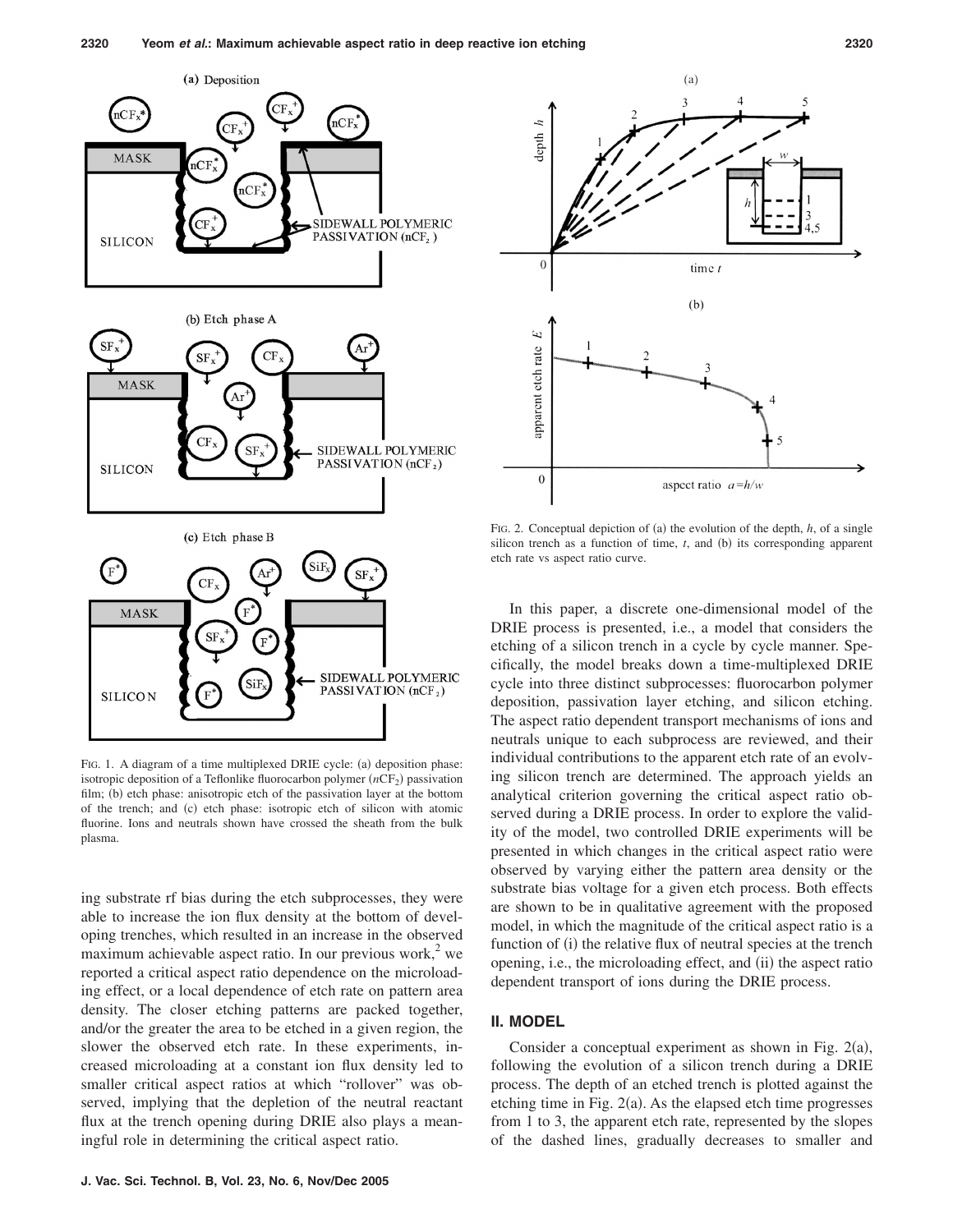FIG. 1. A diagram of a time multiplexed DRIE cycle: (a) deposition phase: isotropic deposition of a Teflonlike fluorocarbon polymer ($nCF_2$) passivation film; (b) etch phase: anisotropic etch of the passivation layer at the bottom of the trench; and (c) etch phase: isotropic etch of silicon with atomic fluorine. Ions and neutrals shown have crossed the sheath from the bulk plasma.

ing substrate rf bias during the etch subprocesses, they were able to increase the ion flux density at the bottom of developing trenches, which resulted in an increase in the observed maximum achievable aspect ratio. In our previous work,[2] we reported a critical aspect ratio dependence on the microloading effect, or a local dependence of etch rate on pattern area density. The closer etching patterns are packed together, and/or the greater the area to be etched in a given region, the slower the observed etch rate. In these experiments, increased microloading at a constant ion flux density led to smaller critical aspect ratios at which "rollover" was observed, implying that the depletion of the neutral reactant flux at the trench opening during DRIE also plays a meaningful role in determining the critical aspect ratio.

FIG. 2. Conceptual depiction of (a) the evolution of the depth, $h$, of a single silicon trench as a function of time, $t$, and (b) its corresponding apparent etch rate vs aspect ratio curve.

In this paper, a discrete one-dimensional model of the DRIE process is presented, i.e., a model that considers the etching of a silicon trench in a cycle by cycle manner. Specifically, the model breaks down a time-multiplexed DRIE cycle into three distinct subprocesses: fluorocarbon polymer deposition, passivation layer etching, and silicon etching. The aspect ratio dependent transport mechanisms of ions and neutrals unique to each subprocess are reviewed, and their individual contributions to the apparent etch rate of an evolving silicon trench are determined. The approach yields an analytical criterion governing the critical aspect ratio observed during a DRIE process. In order to explore the validity of the model, two controlled DRIE experiments will be presented in which changes in the critical aspect ratio were observed by varying either the pattern area density or the substrate bias voltage for a given etch process. Both effects are shown to be in qualitative agreement with the proposed model, in which the magnitude of the critical aspect ratio is a function of (i) the relative flux of neutral species at the trench opening, i.e., the microloading effect, and (ii) the aspect ratio dependent transport of ions during the DRIE process.

## II. MODEL

Consider a conceptual experiment as shown in Fig. 2(a), following the evolution of a silicon trench during a DRIE process. The depth of an etched trench is plotted against the etching time in Fig. 2(a). As the elapsed etch time progresses from 1 to 3, the apparent etch rate, represented by the slopes of the dashed lines, gradually decreases to smaller and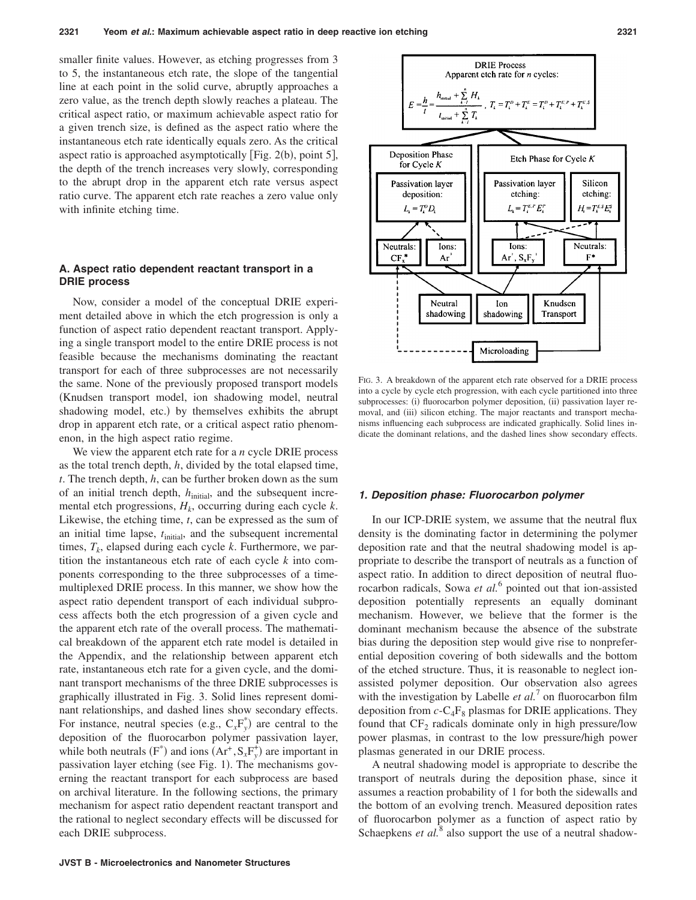smaller finite values. However, as etching progresses from 3 to 5, the instantaneous etch rate, the slope of the tangential line at each point in the solid curve, abruptly approaches a zero value, as the trench depth slowly reaches a plateau. The critical aspect ratio, or maximum achievable aspect ratio for a given trench size, is defined as the aspect ratio where the instantaneous etch rate identically equals zero. As the critical aspect ratio is approached asymptotically [Fig. 2(b), point 5], the depth of the trench increases very slowly, corresponding to the abrupt drop in the apparent etch rate versus aspect ratio curve. The apparent etch rate reaches a zero value only with infinite etching time.

### A. Aspect ratio dependent reactant transport in a DRIE process

Now, consider a model of the conceptual DRIE experiment detailed above in which the etch progression is only a function of aspect ratio dependent reactant transport. Applying a single transport model to the entire DRIE process is not feasible because the mechanisms dominating the reactant transport for each of three subprocesses are not necessarily the same. None of the previously proposed transport models (Knudsen transport model, ion shadowing model, neutral shadowing model, etc.) by themselves exhibits the abrupt drop in apparent etch rate, or a critical aspect ratio phenomenon, in the high aspect ratio regime.

We view the apparent etch rate for a $n$ cycle DRIE process as the total trench depth, $h$, divided by the total elapsed time, $t$. The trench depth, $h$, can be further broken down as the sum of an initial trench depth, $h_{\text{initial}}$, and the subsequent incremental etch progressions, $H_k$, occurring during each cycle $k$. Likewise, the etching time, $t$, can be expressed as the sum of an initial time lapse, $t_{\text{initial}}$, and the subsequent incremental times, $T_k$, elapsed during each cycle $k$. Furthermore, we partition the instantaneous etch rate of each cycle $k$ into components corresponding to the three subprocesses of a time-multiplexed DRIE process. In this manner, we show how the aspect ratio dependent transport of each individual subprocess affects both the etch progression of a given cycle and the apparent etch rate of the overall process. The mathematical breakdown of the apparent etch rate model is detailed in the Appendix, and the relationship between apparent etch rate, instantaneous etch rate for a given cycle, and the dominant transport mechanisms of the three DRIE subprocesses is graphically illustrated in Fig. 3. Solid lines represent dominant relationships, and dashed lines show secondary effects. For instance, neutral species (e.g., $C_xF_y^*$) are central to the deposition of the fluorocarbon polymer passivation layer, while both neutrals ($F^*$) and ions ($Ar^+, S_xF_y^+$) are important in passivation layer etching (see Fig. 1). The mechanisms governing the reactant transport for each subprocess are based on archival literature. In the following sections, the primary mechanism for aspect ratio dependent reactant transport and the rational to neglect secondary effects will be discussed for each DRIE subprocess.

DRIE Process
Apparent etch rate for $n$ cycles:

$$E = \frac{h}{t} = \frac{h_{\text{initial}} + \sum_{k=1}^{n} H_k}{t_{\text{initial}} + \sum_{k=1}^{n} T_k}, \quad T_k = T_k^D + T_k^E = T_k^D + T_k^{E,P} + T_k^{E,S}$$

Deposition Phase for Cycle $K$ — Passivation layer deposition: $L_k = T_k^D D_k$ — Neutrals: $CF_x^*$; Ions: $Ar^+$

Etch Phase for Cycle $K$ — Passivation layer etching: $L_k = T_k^{E,P} E_k^P$; Silicon etching: $H_k = T_k^{E,S} E_k^S$ — Ions: $Ar^+$, $S_xF_y^+$; Neutrals: $F^*$

Neutral shadowing | Ion shadowing | Knudsen Transport | Microloading

FIG. 3. A breakdown of the apparent etch rate observed for a DRIE process into a cycle by cycle etch progression, with each cycle partitioned into three subprocesses: (i) fluorocarbon polymer deposition, (ii) passivation layer removal, and (iii) silicon etching. The major reactants and transport mechanisms influencing each subprocess are indicated graphically. Solid lines indicate the dominant relations, and the dashed lines show secondary effects.

#### 1. Deposition phase: Fluorocarbon polymer

In our ICP-DRIE system, we assume that the neutral flux density is the dominating factor in determining the polymer deposition rate and that the neutral shadowing model is appropriate to describe the transport of neutrals as a function of aspect ratio. In addition to direct deposition of neutral fluorocarbon radicals, Sowa *et al.*[6] pointed out that ion-assisted deposition potentially represents an equally dominant mechanism. However, we believe that the former is the dominant mechanism because the absence of the substrate bias during the deposition step would give rise to nonpreferential deposition covering of both sidewalls and the bottom of the etched structure. Thus, it is reasonable to neglect ion-assisted polymer deposition. Our observation also agrees with the investigation by Labelle *et al.*[7] on fluorocarbon film deposition from $c$-$C_4F_8$ plasmas for DRIE applications. They found that $CF_2$ radicals dominate only in high pressure/low power plasmas, in contrast to the low pressure/high power plasmas generated in our DRIE process.

A neutral shadowing model is appropriate to describe the transport of neutrals during the deposition phase, since it assumes a reaction probability of 1 for both the sidewalls and the bottom of an evolving trench. Measured deposition rates of fluorocarbon polymer as a function of aspect ratio by Schaepkens *et al.*[8] also support the use of a neutral shadow-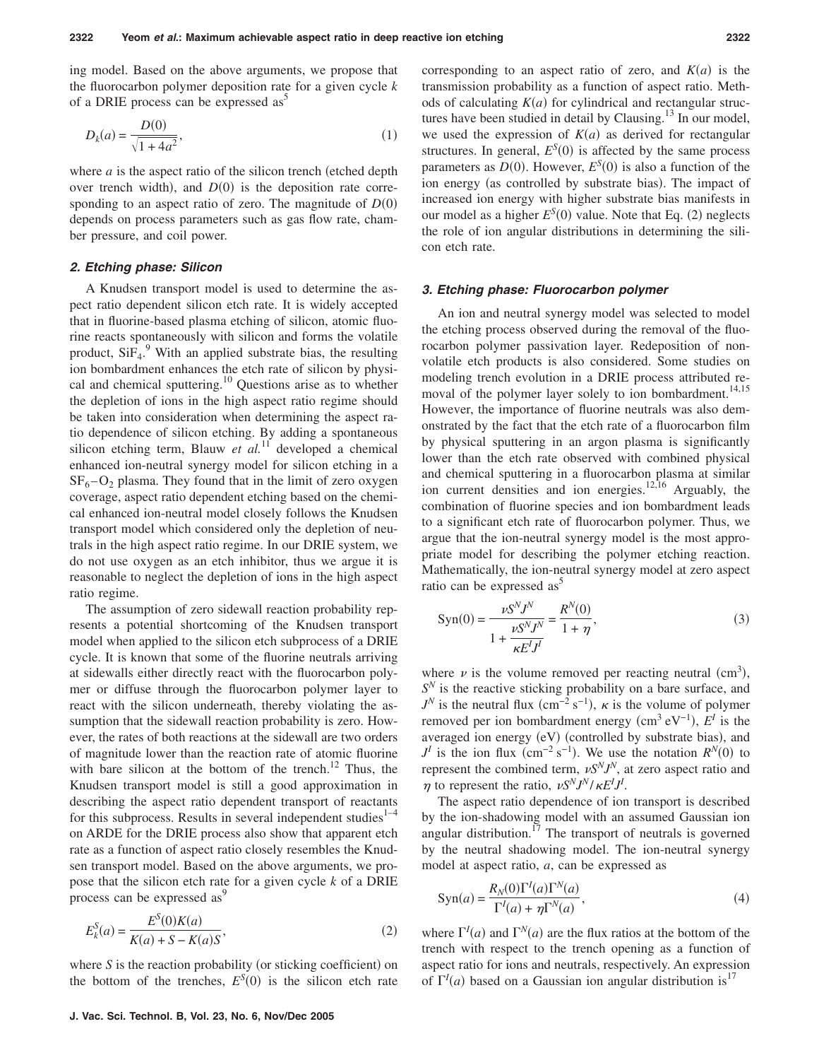ing model. Based on the above arguments, we propose that the fluorocarbon polymer deposition rate for a given cycle $k$ of a DRIE process can be expressed as[5]

$$D_k(a) = \frac{D(0)}{\sqrt{1+4a^2}}, \tag{1}$$

where $a$ is the aspect ratio of the silicon trench (etched depth over trench width), and $D(0)$ is the deposition rate corresponding to an aspect ratio of zero. The magnitude of $D(0)$ depends on process parameters such as gas flow rate, chamber pressure, and coil power.

### *2. Etching phase: Silicon*

A Knudsen transport model is used to determine the aspect ratio dependent silicon etch rate. It is widely accepted that in fluorine-based plasma etching of silicon, atomic fluorine reacts spontaneously with silicon and forms the volatile product, $SiF_4$.[9] With an applied substrate bias, the resulting ion bombardment enhances the etch rate of silicon by physical and chemical sputtering.[10] Questions arise as to whether the depletion of ions in the high aspect ratio regime should be taken into consideration when determining the aspect ratio dependence of silicon etching. By adding a spontaneous silicon etching term, Blauw *et al.*[11] developed a chemical enhanced ion-neutral synergy model for silicon etching in a $SF_6-O_2$ plasma. They found that in the limit of zero oxygen coverage, aspect ratio dependent etching based on the chemical enhanced ion-neutral model closely follows the Knudsen transport model which considered only the depletion of neutrals in the high aspect ratio regime. In our DRIE system, we do not use oxygen as an etch inhibitor, thus we argue it is reasonable to neglect the depletion of ions in the high aspect ratio regime.

The assumption of zero sidewall reaction probability represents a potential shortcoming of the Knudsen transport model when applied to the silicon etch subprocess of a DRIE cycle. It is known that some of the fluorine neutrals arriving at sidewalls either directly react with the fluorocarbon polymer or diffuse through the fluorocarbon polymer layer to react with the silicon underneath, thereby violating the assumption that the sidewall reaction probability is zero. However, the rates of both reactions at the sidewall are two orders of magnitude lower than the reaction rate of atomic fluorine with bare silicon at the bottom of the trench.[12] Thus, the Knudsen transport model is still a good approximation in describing the aspect ratio dependent transport of reactants for this subprocess. Results in several independent studies[1–4] on ARDE for the DRIE process also show that apparent etch rate as a function of aspect ratio closely resembles the Knudsen transport model. Based on the above arguments, we propose that the silicon etch rate for a given cycle $k$ of a DRIE process can be expressed as[9]

$$E_k^S(a) = \frac{E^S(0)K(a)}{K(a)+S-K(a)S}, \tag{2}$$

where $S$ is the reaction probability (or sticking coefficient) on the bottom of the trenches, $E^S(0)$ is the silicon etch rate corresponding to an aspect ratio of zero, and $K(a)$ is the transmission probability as a function of aspect ratio. Methods of calculating $K(a)$ for cylindrical and rectangular structures have been studied in detail by Clausing.[13] In our model, we used the expression of $K(a)$ as derived for rectangular structures. In general, $E^S(0)$ is affected by the same process parameters as $D(0)$. However, $E^S(0)$ is also a function of the ion energy (as controlled by substrate bias). The impact of increased ion energy with higher substrate bias manifests in our model as a higher $E^S(0)$ value. Note that Eq. (2) neglects the role of ion angular distributions in determining the silicon etch rate.

### *3. Etching phase: Fluorocarbon polymer*

An ion and neutral synergy model was selected to model the etching process observed during the removal of the fluorocarbon polymer passivation layer. Redeposition of nonvolatile etch products is also considered. Some studies on modeling trench evolution in a DRIE process attributed removal of the polymer layer solely to ion bombardment.[14,15] However, the importance of fluorine neutrals was also demonstrated by the fact that the etch rate of a fluorocarbon film by physical sputtering in an argon plasma is significantly lower than the etch rate observed with combined physical and chemical sputtering in a fluorocarbon plasma at similar ion current densities and ion energies.[12,16] Arguably, the combination of fluorine species and ion bombardment leads to a significant etch rate of fluorocarbon polymer. Thus, we argue that the ion-neutral synergy model is the most appropriate model for describing the polymer etching reaction. Mathematically, the ion-neutral synergy model at zero aspect ratio can be expressed as[5]

$$\mathrm{Syn}(0) = \frac{\nu S^N J^N}{1+\dfrac{\nu S^N J^N}{\kappa E^I J^I}} = \frac{R^N(0)}{1+\eta}, \tag{3}$$

where $\nu$ is the volume removed per reacting neutral ($cm^3$), $S^N$ is the reactive sticking probability on a bare surface, and $J^N$ is the neutral flux ($cm^{-2}\,s^{-1}$), $\kappa$ is the volume of polymer removed per ion bombardment energy ($cm^3\,eV^{-1}$), $E^I$ is the averaged ion energy (eV) (controlled by substrate bias), and $J^I$ is the ion flux ($cm^{-2}\,s^{-1}$). We use the notation $R^N(0)$ to represent the combined term, $\nu S^N J^N$, at zero aspect ratio and $\eta$ to represent the ratio, $\nu S^N J^N / \kappa E^I J^I$.

The aspect ratio dependence of ion transport is described by the ion-shadowing model with an assumed Gaussian ion angular distribution.[17] The transport of neutrals is governed by the neutral shadowing model. The ion-neutral synergy model at aspect ratio, $a$, can be expressed as

$$\mathrm{Syn}(a) = \frac{R_N(0)\Gamma^I(a)\Gamma^N(a)}{\Gamma^I(a)+\eta\Gamma^N(a)}, \tag{4}$$

where $\Gamma^I(a)$ and $\Gamma^N(a)$ are the flux ratios at the bottom of the trench with respect to the trench opening as a function of aspect ratio for ions and neutrals, respectively. An expression of $\Gamma^I(a)$ based on a Gaussian ion angular distribution is[17]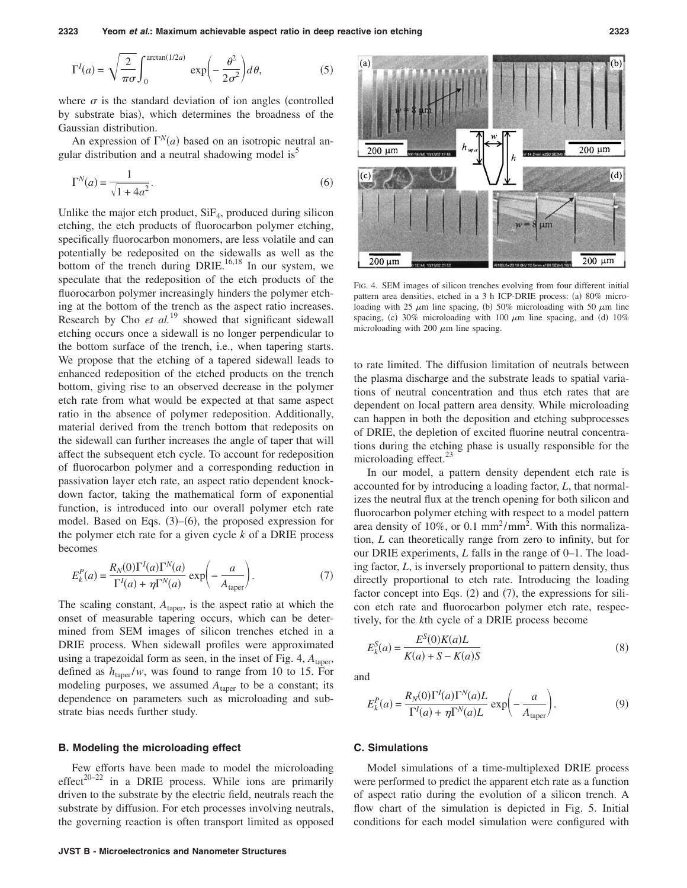$$\Gamma^I(a) = \sqrt{\frac{2}{\pi\sigma}} \int_0^{\arctan(1/2a)} \exp\left(-\frac{\theta^2}{2\sigma^2}\right) d\theta, \tag{5}$$

where $\sigma$ is the standard deviation of ion angles (controlled by substrate bias), which determines the broadness of the Gaussian distribution.

An expression of $\Gamma^N(a)$ based on an isotropic neutral angular distribution and a neutral shadowing model is[5]

$$\Gamma^N(a) = \frac{1}{\sqrt{1+4a^2}}. \tag{6}$$

Unlike the major etch product, $SiF_4$, produced during silicon etching, the etch products of fluorocarbon polymer etching, specifically fluorocarbon monomers, are less volatile and can potentially be redeposited on the sidewalls as well as the bottom of the trench during DRIE.[16,18] In our system, we speculate that the redeposition of the etch products of the fluorocarbon polymer increasingly hinders the polymer etching at the bottom of the trench as the aspect ratio increases. Research by Cho *et al.*[19] showed that significant sidewall etching occurs once a sidewall is no longer perpendicular to the bottom surface of the trench, i.e., when tapering starts. We propose that the etching of a tapered sidewall leads to enhanced redeposition of the etched products on the trench bottom, giving rise to an observed decrease in the polymer etch rate from what would be expected at that same aspect ratio in the absence of polymer redeposition. Additionally, material derived from the trench bottom that redeposits on the sidewall can further increases the angle of taper that will affect the subsequent etch cycle. To account for redeposition of fluorocarbon polymer and a corresponding reduction in passivation layer etch rate, an aspect ratio dependent knockdown factor, taking the mathematical form of exponential function, is introduced into our overall polymer etch rate model. Based on Eqs. (3)–(6), the proposed expression for the polymer etch rate for a given cycle $k$ of a DRIE process becomes

$$E_k^P(a) = \frac{R_N(0)\Gamma^I(a)\Gamma^N(a)}{\Gamma^I(a) + \eta\Gamma^N(a)} \exp\left(-\frac{a}{A_{\text{taper}}}\right). \tag{7}$$

The scaling constant, $A_{\text{taper}}$, is the aspect ratio at which the onset of measurable tapering occurs, which can be determined from SEM images of silicon trenches etched in a DRIE process. When sidewall profiles were approximated using a trapezoidal form as seen, in the inset of Fig. 4, $A_{\text{taper}}$, defined as $h_{\text{taper}}/w$, was found to range from 10 to 15. For modeling purposes, we assumed $A_{\text{taper}}$ to be a constant; its dependence on parameters such as microloading and substrate bias needs further study.

### B. Modeling the microloading effect

Few efforts have been made to model the microloading effect[20–22] in a DRIE process. While ions are primarily driven to the substrate by the electric field, neutrals reach the substrate by diffusion. For etch processes involving neutrals, the governing reaction is often transport limited as opposed to rate limited. The diffusion limitation of neutrals between the plasma discharge and the substrate leads to spatial variations of neutral concentration and thus etch rates that are dependent on local pattern area density. While microloading can happen in both the deposition and etching subprocesses of DRIE, the depletion of excited fluorine neutral concentrations during the etching phase is usually responsible for the microloading effect.[23]

FIG. 4. SEM images of silicon trenches evolving from four different initial pattern area densities, etched in a 3 h ICP-DRIE process: (a) 80% microloading with 25 $\mu$m line spacing, (b) 50% microloading with 50 $\mu$m line spacing, (c) 30% microloading with 100 $\mu$m line spacing, and (d) 10% microloading with 200 $\mu$m line spacing.

In our model, a pattern density dependent etch rate is accounted for by introducing a loading factor, $L$, that normalizes the neutral flux at the trench opening for both silicon and fluorocarbon polymer etching with respect to a model pattern area density of 10%, or 0.1 $\text{mm}^2/\text{mm}^2$. With this normalization, $L$ can theoretically range from zero to infinity, but for our DRIE experiments, $L$ falls in the range of 0–1. The loading factor, $L$, is inversely proportional to pattern density, thus directly proportional to etch rate. Introducing the loading factor concept into Eqs. (2) and (7), the expressions for silicon etch rate and fluorocarbon polymer etch rate, respectively, for the $k$th cycle of a DRIE process become

$$E_k^S(a) = \frac{E^S(0)K(a)L}{K(a) + S - K(a)S} \tag{8}$$

and

$$E_k^P(a) = \frac{R_N(0)\Gamma^I(a)\Gamma^N(a)L}{\Gamma^I(a) + \eta\Gamma^N(a)L} \exp\left(-\frac{a}{A_{\text{taper}}}\right). \tag{9}$$

### C. Simulations

Model simulations of a time-multiplexed DRIE process were performed to predict the apparent etch rate as a function of aspect ratio during the evolution of a silicon trench. A flow chart of the simulation is depicted in Fig. 5. Initial conditions for each model simulation were configured with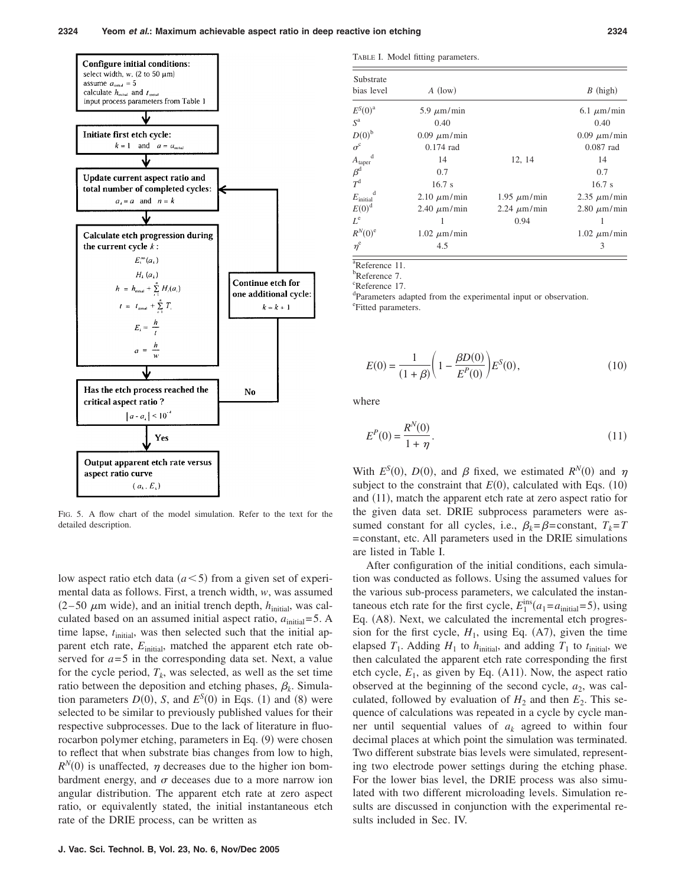Configure initial conditions:
select width, $w$, (2 to 50 μm)
assume $a_{initial} = 5$
calculate $h_{initial}$ and $t_{initial}$
input process parameters from Table 1

Initiate first etch cycle:
$k = 1$ and $a = a_{initial}$

Update current aspect ratio and total number of completed cycles:
$a_k = a$ and $n = k$

Calculate etch progression during the current cycle $k$:
$E_k^{ins}(a_k)$
$H_k(a_k)$
$h = h_{initial} + \sum_{i=1}^{n} H_i(a_i)$
$t = t_{initial} + \sum_{i=1}^{n} T_i$
$E_k = \frac{h}{t}$
$a = \frac{h}{w}$

Continue etch for one additional cycle:
$k = k + 1$

Has the etch process reached the critical aspect ratio?
$|a - a_k| < 10^{-4}$

No

Yes

Output apparent etch rate versus aspect ratio curve
$(a_k, E_k)$

FIG. 5. A flow chart of the model simulation. Refer to the text for the detailed description.

low aspect ratio etch data ($a<5$) from a given set of experimental data as follows. First, a trench width, $w$, was assumed (2–50 μm wide), and an initial trench depth, $h_{\text{initial}}$, was calculated based on an assumed initial aspect ratio, $a_{\text{initial}}=5$. A time lapse, $t_{\text{initial}}$, was then selected such that the initial apparent etch rate, $E_{\text{initial}}$, matched the apparent etch rate observed for $a=5$ in the corresponding data set. Next, a value for the cycle period, $T_k$, was selected, as well as the set time ratio between the deposition and etching phases, $\beta_k$. Simulation parameters $D(0)$, $S$, and $E^S(0)$ in Eqs. (1) and (8) were selected to be similar to previously published values for their respective subprocesses. Due to the lack of literature in fluorocarbon polymer etching, parameters in Eq. (9) were chosen to reflect that when substrate bias changes from low to high, $R^N(0)$ is unaffected, $\eta$ decreases due to the higher ion bombardment energy, and $\sigma$ deceases due to a more narrow ion angular distribution. The apparent etch rate at zero aspect ratio, or equivalently stated, the initial instantaneous etch rate of the DRIE process, can be written as

TABLE I. Model fitting parameters.

| Substrate bias level | $A$ (low) | | $B$ (high) |
|---|---|---|---|
| $E^S(0)$[a] | 5.9 μm/min | | 6.1 μm/min |
| $S$[a] | 0.40 | | 0.40 |
| $D(0)$[b] | 0.09 μm/min | | 0.09 μm/min |
| $\sigma$[c] | 0.174 rad | | 0.087 rad |
| $A_{\text{taper}}$[d] | 14 | 12, 14 | 14 |
| $\beta$[d] | 0.7 | | 0.7 |
| $T$[d] | 16.7 s | | 16.7 s |
| $E_{\text{initial}}$[d] | 2.10 μm/min | 1.95 μm/min | 2.35 μm/min |
| $E(0)$[d] | 2.40 μm/min | 2.24 μm/min | 2.80 μm/min |
| $L$[e] | 1 | 0.94 | 1 |
| $R^N(0)$[e] | 1.02 μm/min | | 1.02 μm/min |
| $\eta$[e] | 4.5 | | 3 |

[a]Reference 11.
[b]Reference 7.
[c]Reference 17.
[d]Parameters adapted from the experimental input or observation.
[e]Fitted parameters.

$$E(0) = \frac{1}{(1+\beta)}\left(1 - \frac{\beta D(0)}{E^P(0)}\right)E^S(0), \tag{10}$$

where

$$E^P(0) = \frac{R^N(0)}{1+\eta}. \tag{11}$$

With $E^S(0)$, $D(0)$, and $\beta$ fixed, we estimated $R^N(0)$ and $\eta$ subject to the constraint that $E(0)$, calculated with Eqs. (10) and (11), match the apparent etch rate at zero aspect ratio for the given data set. DRIE subprocess parameters were assumed constant for all cycles, i.e., $\beta_k=\beta$=constant, $T_k=T$ =constant, etc. All parameters used in the DRIE simulations are listed in Table I.

After configuration of the initial conditions, each simulation was conducted as follows. Using the assumed values for the various sub-process parameters, we calculated the instantaneous etch rate for the first cycle, $E_1^{\text{ins}}(a_1=a_{\text{initial}}=5)$, using Eq. (A8). Next, we calculated the incremental etch progression for the first cycle, $H_1$, using Eq. (A7), given the time elapsed $T_1$. Adding $H_1$ to $h_{\text{initial}}$, and adding $T_1$ to $t_{\text{initial}}$, we then calculated the apparent etch rate corresponding the first etch cycle, $E_1$, as given by Eq. (A11). Now, the aspect ratio observed at the beginning of the second cycle, $a_2$, was calculated, followed by evaluation of $H_2$ and then $E_2$. This sequence of calculations was repeated in a cycle by cycle manner until sequential values of $a_k$ agreed to within four decimal places at which point the simulation was terminated. Two different substrate bias levels were simulated, representing two electrode power settings during the etching phase. For the lower bias level, the DRIE process was also simulated with two different microloading levels. Simulation results are discussed in conjunction with the experimental results included in Sec. IV.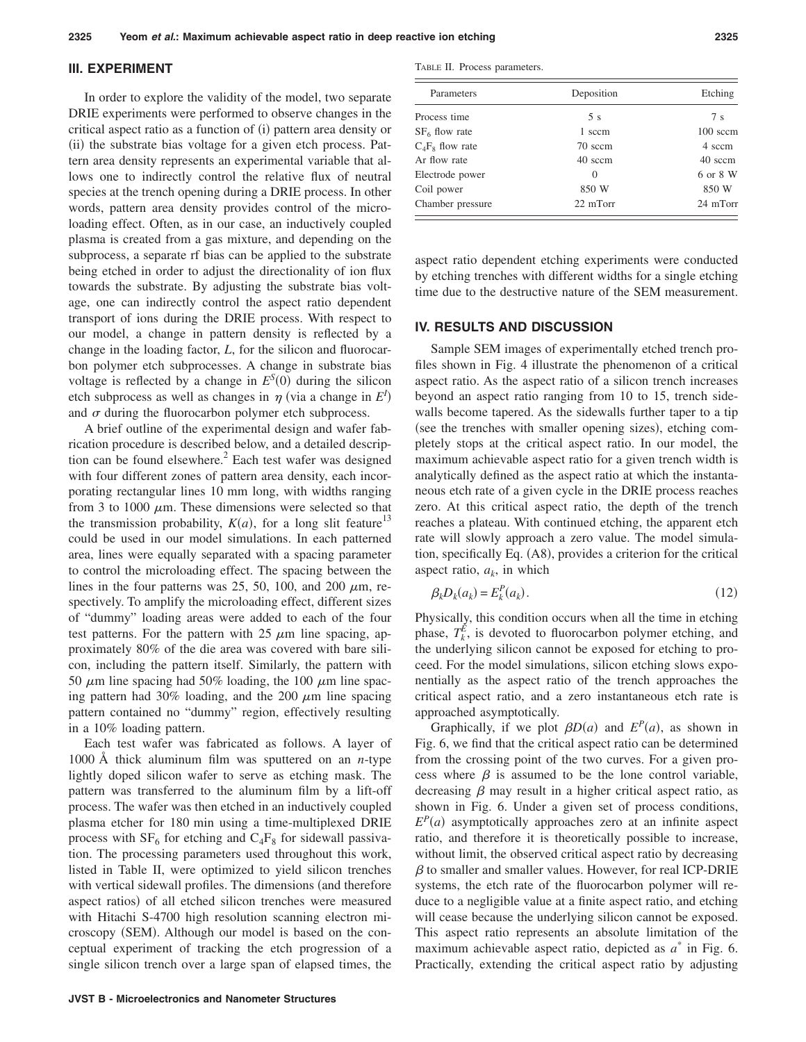## III. EXPERIMENT

In order to explore the validity of the model, two separate DRIE experiments were performed to observe changes in the critical aspect ratio as a function of (i) pattern area density or (ii) the substrate bias voltage for a given etch process. Pattern area density represents an experimental variable that allows one to indirectly control the relative flux of neutral species at the trench opening during a DRIE process. In other words, pattern area density provides control of the microloading effect. Often, as in our case, an inductively coupled plasma is created from a gas mixture, and depending on the subprocess, a separate rf bias can be applied to the substrate being etched in order to adjust the directionality of ion flux towards the substrate. By adjusting the substrate bias voltage, one can indirectly control the aspect ratio dependent transport of ions during the DRIE process. With respect to our model, a change in pattern density is reflected by a change in the loading factor, $L$, for the silicon and fluorocarbon polymer etch subprocesses. A change in substrate bias voltage is reflected by a change in $E^S(0)$ during the silicon etch subprocess as well as changes in $\eta$ (via a change in $E^I$) and $\sigma$ during the fluorocarbon polymer etch subprocess.

A brief outline of the experimental design and wafer fabrication procedure is described below, and a detailed description can be found elsewhere.[2] Each test wafer was designed with four different zones of pattern area density, each incorporating rectangular lines 10 mm long, with widths ranging from 3 to 1000 $\mu$m. These dimensions were selected so that the transmission probability, $K(a)$, for a long slit feature[13] could be used in our model simulations. In each patterned area, lines were equally separated with a spacing parameter to control the microloading effect. The spacing between the lines in the four patterns was 25, 50, 100, and 200 $\mu$m, respectively. To amplify the microloading effect, different sizes of "dummy" loading areas were added to each of the four test patterns. For the pattern with 25 $\mu$m line spacing, approximately 80% of the die area was covered with bare silicon, including the pattern itself. Similarly, the pattern with 50 $\mu$m line spacing had 50% loading, the 100 $\mu$m line spacing pattern had 30% loading, and the 200 $\mu$m line spacing pattern contained no "dummy" region, effectively resulting in a 10% loading pattern.

Each test wafer was fabricated as follows. A layer of 1000 Å thick aluminum film was sputtered on an $n$-type lightly doped silicon wafer to serve as etching mask. The pattern was transferred to the aluminum film by a lift-off process. The wafer was then etched in an inductively coupled plasma etcher for 180 min using a time-multiplexed DRIE process with $SF_6$ for etching and $C_4F_8$ for sidewall passivation. The processing parameters used throughout this work, listed in Table II, were optimized to yield silicon trenches with vertical sidewall profiles. The dimensions (and therefore aspect ratios) of all etched silicon trenches were measured with Hitachi S-4700 high resolution scanning electron microscopy (SEM). Although our model is based on the conceptual experiment of tracking the etch progression of a single silicon trench over a large span of elapsed times, the aspect ratio dependent etching experiments were conducted by etching trenches with different widths for a single etching time due to the destructive nature of the SEM measurement.

TABLE II. Process parameters.

| Parameters | Deposition | Etching |
|---|---|---|
| Process time | 5 s | 7 s |
| $SF_6$ flow rate | 1 sccm | 100 sccm |
| $C_4F_8$ flow rate | 70 sccm | 4 sccm |
| Ar flow rate | 40 sccm | 40 sccm |
| Electrode power | 0 | 6 or 8 W |
| Coil power | 850 W | 850 W |
| Chamber pressure | 22 mTorr | 24 mTorr |

## IV. RESULTS AND DISCUSSION

Sample SEM images of experimentally etched trench profiles shown in Fig. 4 illustrate the phenomenon of a critical aspect ratio. As the aspect ratio of a silicon trench increases beyond an aspect ratio ranging from 10 to 15, trench sidewalls become tapered. As the sidewalls further taper to a tip (see the trenches with smaller opening sizes), etching completely stops at the critical aspect ratio. In our model, the maximum achievable aspect ratio for a given trench width is analytically defined as the aspect ratio at which the instantaneous etch rate of a given cycle in the DRIE process reaches zero. At this critical aspect ratio, the depth of the trench reaches a plateau. With continued etching, the apparent etch rate will slowly approach a zero value. The model simulation, specifically Eq. (A8), provides a criterion for the critical aspect ratio, $a_k$, in which

$$\beta_k D_k(a_k) = E_k^P(a_k). \tag{12}$$

Physically, this condition occurs when all the time in etching phase, $T_k^E$, is devoted to fluorocarbon polymer etching, and the underlying silicon cannot be exposed for etching to proceed. For the model simulations, silicon etching slows exponentially as the aspect ratio of the trench approaches the critical aspect ratio, and a zero instantaneous etch rate is approached asymptotically.

Graphically, if we plot $\beta D(a)$ and $E^P(a)$, as shown in Fig. 6, we find that the critical aspect ratio can be determined from the crossing point of the two curves. For a given process where $\beta$ is assumed to be the lone control variable, decreasing $\beta$ may result in a higher critical aspect ratio, as shown in Fig. 6. Under a given set of process conditions, $E^P(a)$ asymptotically approaches zero at an infinite aspect ratio, and therefore it is theoretically possible to increase, without limit, the observed critical aspect ratio by decreasing $\beta$ to smaller and smaller values. However, for real ICP-DRIE systems, the etch rate of the fluorocarbon polymer will reduce to a negligible value at a finite aspect ratio, and etching will cease because the underlying silicon cannot be exposed. This aspect ratio represents an absolute limitation of the maximum achievable aspect ratio, depicted as $a^*$ in Fig. 6. Practically, extending the critical aspect ratio by adjusting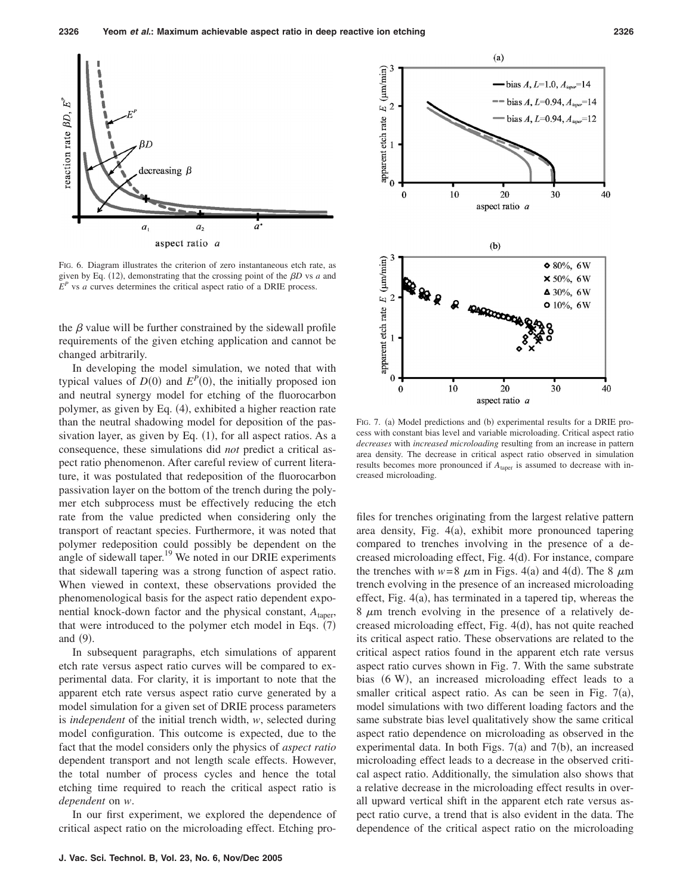FIG. 6. Diagram illustrates the criterion of zero instantaneous etch rate, as given by Eq. (12), demonstrating that the crossing point of the $\beta D$ vs $a$ and $E^P$ vs $a$ curves determines the critical aspect ratio of a DRIE process.

the $\beta$ value will be further constrained by the sidewall profile requirements of the given etching application and cannot be changed arbitrarily.

In developing the model simulation, we noted that with typical values of $D(0)$ and $E^P(0)$, the initially proposed ion and neutral synergy model for etching of the fluorocarbon polymer, as given by Eq. (4), exhibited a higher reaction rate than the neutral shadowing model for deposition of the passivation layer, as given by Eq. (1), for all aspect ratios. As a consequence, these simulations did *not* predict a critical aspect ratio phenomenon. After careful review of current literature, it was postulated that redeposition of the fluorocarbon passivation layer on the bottom of the trench during the polymer etch subprocess must be effectively reducing the etch rate from the value predicted when considering only the transport of reactant species. Furthermore, it was noted that polymer redeposition could possibly be dependent on the angle of sidewall taper.[19] We noted in our DRIE experiments that sidewall tapering was a strong function of aspect ratio. When viewed in context, these observations provided the phenomenological basis for the aspect ratio dependent exponential knock-down factor and the physical constant, $A_{taper}$, that were introduced to the polymer etch model in Eqs. (7) and (9).

In subsequent paragraphs, etch simulations of apparent etch rate versus aspect ratio curves will be compared to experimental data. For clarity, it is important to note that the apparent etch rate versus aspect ratio curve generated by a model simulation for a given set of DRIE process parameters is *independent* of the initial trench width, $w$, selected during model configuration. This outcome is expected, due to the fact that the model considers only the physics of *aspect ratio* dependent transport and not length scale effects. However, the total number of process cycles and hence the total etching time required to reach the critical aspect ratio is *dependent* on $w$.

In our first experiment, we explored the dependence of critical aspect ratio on the microloading effect. Etching profiles for trenches originating from the largest relative pattern area density, Fig. 4(a), exhibit more pronounced tapering compared to trenches involving in the presence of a decreased microloading effect, Fig. 4(d). For instance, compare the trenches with $w=8$ $\mu$m in Figs. 4(a) and 4(d). The 8 $\mu$m trench evolving in the presence of an increased microloading effect, Fig. 4(a), has terminated in a tapered tip, whereas the 8 $\mu$m trench evolving in the presence of a relatively decreased microloading effect, Fig. 4(d), has not quite reached its critical aspect ratio. These observations are related to the critical aspect ratios found in the apparent etch rate versus aspect ratio curves shown in Fig. 7. With the same substrate bias (6 W), an increased microloading effect leads to a smaller critical aspect ratio. As can be seen in Fig. 7(a), model simulations with two different loading factors and the same substrate bias level qualitatively show the same critical aspect ratio dependence on microloading as observed in the experimental data. In both Figs. 7(a) and 7(b), an increased microloading effect leads to a decrease in the observed critical aspect ratio. Additionally, the simulation also shows that a relative decrease in the microloading effect results in overall upward vertical shift in the apparent etch rate versus aspect ratio curve, a trend that is also evident in the data. The dependence of the critical aspect ratio on the microloading

FIG. 7. (a) Model predictions and (b) experimental results for a DRIE process with constant bias level and variable microloading. Critical aspect ratio *decreases* with *increased microloading* resulting from an increase in pattern area density. The decrease in critical aspect ratio observed in simulation results becomes more pronounced if $A_{taper}$ is assumed to decrease with increased microloading.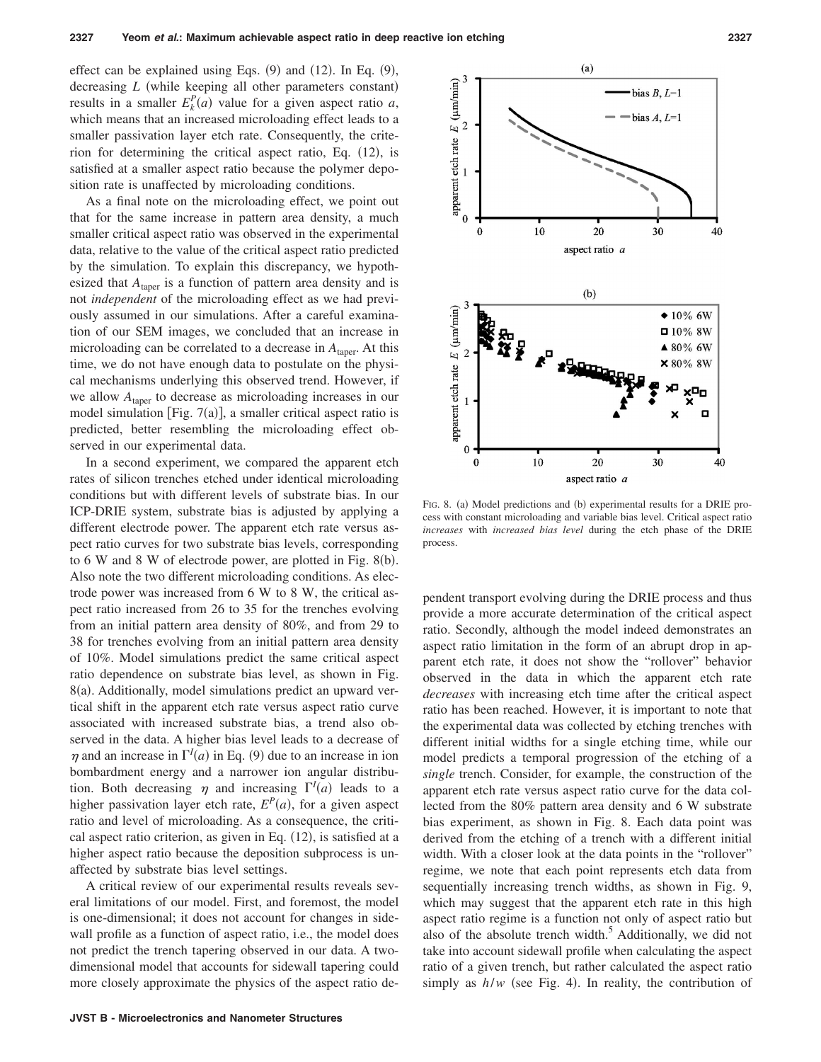effect can be explained using Eqs. (9) and (12). In Eq. (9), decreasing $L$ (while keeping all other parameters constant) results in a smaller $E_k^P(a)$ value for a given aspect ratio $a$, which means that an increased microloading effect leads to a smaller passivation layer etch rate. Consequently, the criterion for determining the critical aspect ratio, Eq. (12), is satisfied at a smaller aspect ratio because the polymer deposition rate is unaffected by microloading conditions.

As a final note on the microloading effect, we point out that for the same increase in pattern area density, a much smaller critical aspect ratio was observed in the experimental data, relative to the value of the critical aspect ratio predicted by the simulation. To explain this discrepancy, we hypothesized that $A_{\text{taper}}$ is a function of pattern area density and is not *independent* of the microloading effect as we had previously assumed in our simulations. After a careful examination of our SEM images, we concluded that an increase in microloading can be correlated to a decrease in $A_{\text{taper}}$. At this time, we do not have enough data to postulate on the physical mechanisms underlying this observed trend. However, if we allow $A_{\text{taper}}$ to decrease as microloading increases in our model simulation [Fig. 7(a)], a smaller critical aspect ratio is predicted, better resembling the microloading effect observed in our experimental data.

In a second experiment, we compared the apparent etch rates of silicon trenches etched under identical microloading conditions but with different levels of substrate bias. In our ICP-DRIE system, substrate bias is adjusted by applying a different electrode power. The apparent etch rate versus aspect ratio curves for two substrate bias levels, corresponding to 6 W and 8 W of electrode power, are plotted in Fig. 8(b). Also note the two different microloading conditions. As electrode power was increased from 6 W to 8 W, the critical aspect ratio increased from 26 to 35 for the trenches evolving from an initial pattern area density of 80%, and from 29 to 38 for trenches evolving from an initial pattern area density of 10%. Model simulations predict the same critical aspect ratio dependence on substrate bias level, as shown in Fig. 8(a). Additionally, model simulations predict an upward vertical shift in the apparent etch rate versus aspect ratio curve associated with increased substrate bias, a trend also observed in the data. A higher bias level leads to a decrease of $\eta$ and an increase in $\Gamma^I(a)$ in Eq. (9) due to an increase in ion bombardment energy and a narrower ion angular distribution. Both decreasing $\eta$ and increasing $\Gamma^I(a)$ leads to a higher passivation layer etch rate, $E^P(a)$, for a given aspect ratio and level of microloading. As a consequence, the critical aspect ratio criterion, as given in Eq. (12), is satisfied at a higher aspect ratio because the deposition subprocess is unaffected by substrate bias level settings.

A critical review of our experimental results reveals several limitations of our model. First, and foremost, the model is one-dimensional; it does not account for changes in sidewall profile as a function of aspect ratio, i.e., the model does not predict the trench tapering observed in our data. A two-dimensional model that accounts for sidewall tapering could more closely approximate the physics of the aspect ratio dependent transport evolving during the DRIE process and thus provide a more accurate determination of the critical aspect ratio. Secondly, although the model indeed demonstrates an aspect ratio limitation in the form of an abrupt drop in apparent etch rate, it does not show the "rollover" behavior observed in the data in which the apparent etch rate *decreases* with increasing etch time after the critical aspect ratio has been reached. However, it is important to note that the experimental data was collected by etching trenches with different initial widths for a single etching time, while our model predicts a temporal progression of the etching of a *single* trench. Consider, for example, the construction of the apparent etch rate versus aspect ratio curve for the data collected from the 80% pattern area density and 6 W substrate bias experiment, as shown in Fig. 8. Each data point was derived from the etching of a trench with a different initial width. With a closer look at the data points in the "rollover" regime, we note that each point represents etch data from sequentially increasing trench widths, as shown in Fig. 9, which may suggest that the apparent etch rate in this high aspect ratio regime is a function not only of aspect ratio but also of the absolute trench width.[5] Additionally, we did not take into account sidewall profile when calculating the aspect ratio of a given trench, but rather calculated the aspect ratio simply as $h/w$ (see Fig. 4). In reality, the contribution of

FIG. 8. (a) Model predictions and (b) experimental results for a DRIE process with constant microloading and variable bias level. Critical aspect ratio *increases* with *increased bias level* during the etch phase of the DRIE process.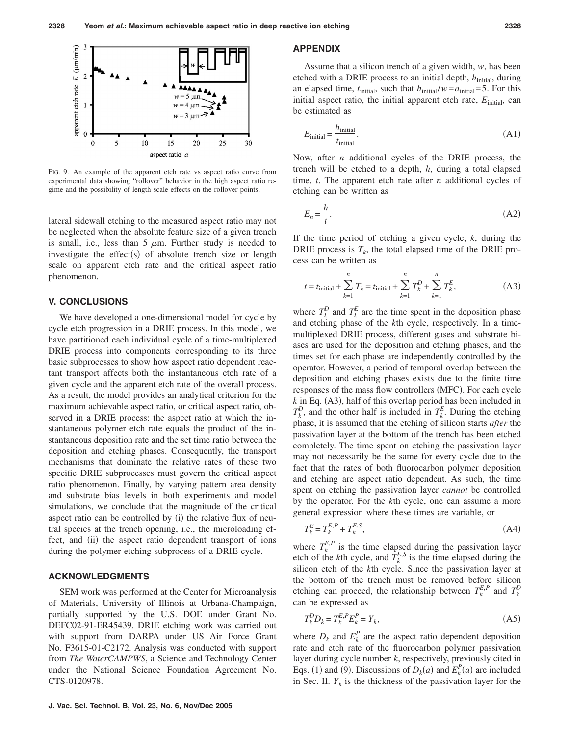3

2

1

0

apparent etch rate $E$ (μm/min)

0 5 10 15 20 25 30

aspect ratio $a$

$w$

$w = 5$ μm

$w = 4$ μm

$w = 3$ μm

FIG. 9. An example of the apparent etch rate vs aspect ratio curve from experimental data showing "rollover" behavior in the high aspect ratio regime and the possibility of length scale effects on the rollover points.

lateral sidewall etching to the measured aspect ratio may not be neglected when the absolute feature size of a given trench is small, i.e., less than 5 μm. Further study is needed to investigate the effect(s) of absolute trench size or length scale on apparent etch rate and the critical aspect ratio phenomenon.

## V. CONCLUSIONS

We have developed a one-dimensional model for cycle by cycle etch progression in a DRIE process. In this model, we have partitioned each individual cycle of a time-multiplexed DRIE process into components corresponding to its three basic subprocesses to show how aspect ratio dependent reactant transport affects both the instantaneous etch rate of a given cycle and the apparent etch rate of the overall process. As a result, the model provides an analytical criterion for the maximum achievable aspect ratio, or critical aspect ratio, observed in a DRIE process: the aspect ratio at which the instantaneous polymer etch rate equals the product of the instantaneous deposition rate and the set time ratio between the deposition and etching phases. Consequently, the transport mechanisms that dominate the relative rates of these two specific DRIE subprocesses must govern the critical aspect ratio phenomenon. Finally, by varying pattern area density and substrate bias levels in both experiments and model simulations, we conclude that the magnitude of the critical aspect ratio can be controlled by (i) the relative flux of neutral species at the trench opening, i.e., the microloading effect, and (ii) the aspect ratio dependent transport of ions during the polymer etching subprocess of a DRIE cycle.

## ACKNOWLEDGMENTS

SEM work was performed at the Center for Microanalysis of Materials, University of Illinois at Urbana-Champaign, partially supported by the U.S. DOE under Grant No. DEFC02-91-ER45439. DRIE etching work was carried out with support from DARPA under US Air Force Grant No. F3615-01-C2172. Analysis was conducted with support from *The WaterCAMPWS*, a Science and Technology Center under the National Science Foundation Agreement No. CTS-0120978.

## APPENDIX

Assume that a silicon trench of a given width, $w$, has been etched with a DRIE process to an initial depth, $h_{\text{initial}}$, during an elapsed time, $t_{\text{initial}}$, such that $h_{\text{initial}}/w = a_{\text{initial}} = 5$. For this initial aspect ratio, the initial apparent etch rate, $E_{\text{initial}}$, can be estimated as

$$E_{\text{initial}} = \frac{h_{\text{initial}}}{t_{\text{initial}}}. \tag{A1}$$

Now, after $n$ additional cycles of the DRIE process, the trench will be etched to a depth, $h$, during a total elapsed time, $t$. The apparent etch rate after $n$ additional cycles of etching can be written as

$$E_n = \frac{h}{t}. \tag{A2}$$

If the time period of etching a given cycle, $k$, during the DRIE process is $T_k$, the total elapsed time of the DRIE process can be written as

$$t = t_{\text{initial}} + \sum_{k=1}^{n} T_k = t_{\text{initial}} + \sum_{k=1}^{n} T_k^D + \sum_{k=1}^{n} T_k^E, \tag{A3}$$

where $T_k^D$ and $T_k^E$ are the time spent in the deposition phase and etching phase of the $k$th cycle, respectively. In a time-multiplexed DRIE process, different gases and substrate biases are used for the deposition and etching phases, and the times set for each phase are independently controlled by the operator. However, a period of temporal overlap between the deposition and etching phases exists due to the finite time responses of the mass flow controllers (MFC). For each cycle $k$ in Eq. (A3), half of this overlap period has been included in $T_k^D$, and the other half is included in $T_k^E$. During the etching phase, it is assumed that the etching of silicon starts *after* the passivation layer at the bottom of the trench has been etched completely. The time spent on etching the passivation layer may not necessarily be the same for every cycle due to the fact that the rates of both fluorocarbon polymer deposition and etching are aspect ratio dependent. As such, the time spent on etching the passivation layer *cannot* be controlled by the operator. For the $k$th cycle, one can assume a more general expression where these times are variable, or

$$T_k^E = T_k^{E,P} + T_k^{E,S}, \tag{A4}$$

where $T_k^{E,P}$ is the time elapsed during the passivation layer etch of the $k$th cycle, and $T_k^{E,S}$ is the time elapsed during the silicon etch of the $k$th cycle. Since the passivation layer at the bottom of the trench must be removed before silicon etching can proceed, the relationship between $T_k^{E,P}$ and $T_k^D$ can be expressed as

$$T_k^D D_k = T_k^{E,P} E_k^P = Y_k, \tag{A5}$$

where $D_k$ and $E_k^P$ are the aspect ratio dependent deposition rate and etch rate of the fluorocarbon polymer passivation layer during cycle number $k$, respectively, previously cited in Eqs. (1) and (9). Discussions of $D_k(a)$ and $E_k^P(a)$ are included in Sec. II. $Y_k$ is the thickness of the passivation layer for the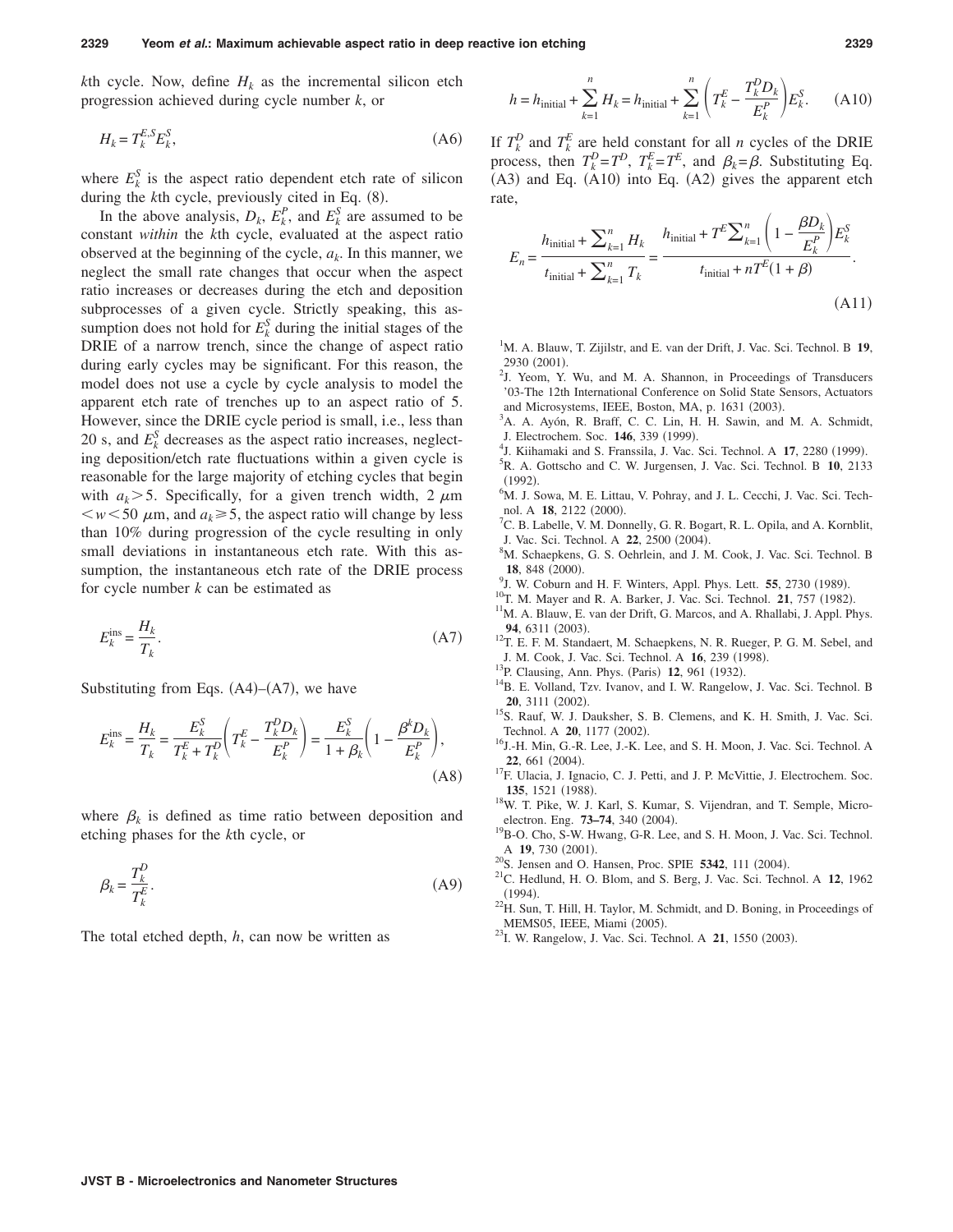$k$th cycle. Now, define $H_k$ as the incremental silicon etch progression achieved during cycle number $k$, or

$$H_k = T_k^{E,S} E_k^S, \tag{A6}$$

where $E_k^S$ is the aspect ratio dependent etch rate of silicon during the $k$th cycle, previously cited in Eq. (8).

In the above analysis, $D_k$, $E_k^P$, and $E_k^S$ are assumed to be constant *within* the $k$th cycle, evaluated at the aspect ratio observed at the beginning of the cycle, $a_k$. In this manner, we neglect the small rate changes that occur when the aspect ratio increases or decreases during the etch and deposition subprocesses of a given cycle. Strictly speaking, this assumption does not hold for $E_k^S$ during the initial stages of the DRIE of a narrow trench, since the change of aspect ratio during early cycles may be significant. For this reason, the model does not use a cycle by cycle analysis to model the apparent etch rate of trenches up to an aspect ratio of 5. However, since the DRIE cycle period is small, i.e., less than 20 s, and $E_k^S$ decreases as the aspect ratio increases, neglecting deposition/etch rate fluctuations within a given cycle is reasonable for the large majority of etching cycles that begin with $a_k > 5$. Specifically, for a given trench width, 2 $\mu$m $< w < 50$ $\mu$m, and $a_k \geq 5$, the aspect ratio will change by less than 10% during progression of the cycle resulting in only small deviations in instantaneous etch rate. With this assumption, the instantaneous etch rate of the DRIE process for cycle number $k$ can be estimated as

$$E_k^{\text{ins}} = \frac{H_k}{T_k}. \tag{A7}$$

Substituting from Eqs. (A4)–(A7), we have

$$E_k^{\text{ins}} = \frac{H_k}{T_k} = \frac{E_k^S}{T_k^E + T_k^D}\left(T_k^E - \frac{T_k^D D_k}{E_k^P}\right) = \frac{E_k^S}{1+\beta_k}\left(1 - \frac{\beta^k D_k}{E_k^P}\right), \tag{A8}$$

where $\beta_k$ is defined as time ratio between deposition and etching phases for the $k$th cycle, or

$$\beta_k = \frac{T_k^D}{T_k^E}. \tag{A9}$$

The total etched depth, $h$, can now be written as

$$h = h_{\text{initial}} + \sum_{k=1}^{n} H_k = h_{\text{initial}} + \sum_{k=1}^{n}\left(T_k^E - \frac{T_k^D D_k}{E_k^P}\right)E_k^S. \tag{A10}$$

If $T_k^D$ and $T_k^E$ are held constant for all $n$ cycles of the DRIE process, then $T_k^D = T^D$, $T_k^E = T^E$, and $\beta_k = \beta$. Substituting Eq. (A3) and Eq. (A10) into Eq. (A2) gives the apparent etch rate,

$$E_n = \frac{h_{\text{initial}} + \sum_{k=1}^{n} H_k}{t_{\text{initial}} + \sum_{k=1}^{n} T_k} = \frac{h_{\text{initial}} + T^E \sum_{k=1}^{n}\left(1 - \frac{\beta D_k}{E_k^P}\right)E_k^S}{t_{\text{initial}} + nT^E(1+\beta)}. \tag{A11}$$

[1] M. A. Blauw, T. Zijilstr, and E. van der Drift, J. Vac. Sci. Technol. B **19**, 2930 (2001).
[2] J. Yeom, Y. Wu, and M. A. Shannon, in Proceedings of Transducers '03-The 12th International Conference on Solid State Sensors, Actuators and Microsystems, IEEE, Boston, MA, p. 1631 (2003).
[3] A. A. Ayón, R. Braff, C. C. Lin, H. H. Sawin, and M. A. Schmidt, J. Electrochem. Soc. **146**, 339 (1999).
[4] J. Kiihamaki and S. Franssila, J. Vac. Sci. Technol. A **17**, 2280 (1999).
[5] R. A. Gottscho and C. W. Jurgensen, J. Vac. Sci. Technol. B **10**, 2133 (1992).
[6] M. J. Sowa, M. E. Littau, V. Pohray, and J. L. Cecchi, J. Vac. Sci. Technol. A **18**, 2122 (2000).
[7] C. B. Labelle, V. M. Donnelly, G. R. Bogart, R. L. Opila, and A. Kornblit, J. Vac. Sci. Technol. A **22**, 2500 (2004).
[8] M. Schaepkens, G. S. Oehrlein, and J. M. Cook, J. Vac. Sci. Technol. B **18**, 848 (2000).
[9] J. W. Coburn and H. F. Winters, Appl. Phys. Lett. **55**, 2730 (1989).
[10] T. M. Mayer and R. A. Barker, J. Vac. Sci. Technol. **21**, 757 (1982).
[11] M. A. Blauw, E. van der Drift, G. Marcos, and A. Rhallabi, J. Appl. Phys. **94**, 6311 (2003).
[12] T. E. F. M. Standaert, M. Schaepkens, N. R. Rueger, P. G. M. Sebel, and J. M. Cook, J. Vac. Sci. Technol. A **16**, 239 (1998).
[13] P. Clausing, Ann. Phys. (Paris) **12**, 961 (1932).
[14] B. E. Volland, Tzv. Ivanov, and I. W. Rangelow, J. Vac. Sci. Technol. B **20**, 3111 (2002).
[15] S. Rauf, W. J. Dauksher, S. B. Clemens, and K. H. Smith, J. Vac. Sci. Technol. A **20**, 1177 (2002).
[16] J.-H. Min, G.-R. Lee, J.-K. Lee, and S. H. Moon, J. Vac. Sci. Technol. A **22**, 661 (2004).
[17] F. Ulacia, J. Ignacio, C. J. Petti, and J. P. McVittie, J. Electrochem. Soc. **135**, 1521 (1988).
[18] W. T. Pike, W. J. Karl, S. Kumar, S. Vijendran, and T. Semple, Microelectron. Eng. **73–74**, 340 (2004).
[19] B-O. Cho, S-W. Hwang, G-R. Lee, and S. H. Moon, J. Vac. Sci. Technol. A **19**, 730 (2001).
[20] S. Jensen and O. Hansen, Proc. SPIE **5342**, 111 (2004).
[21] C. Hedlund, H. O. Blom, and S. Berg, J. Vac. Sci. Technol. A **12**, 1962 (1994).
[22] H. Sun, T. Hill, H. Taylor, M. Schmidt, and D. Boning, in Proceedings of MEMS05, IEEE, Miami (2005).
[23] I. W. Rangelow, J. Vac. Sci. Technol. A **21**, 1550 (2003).